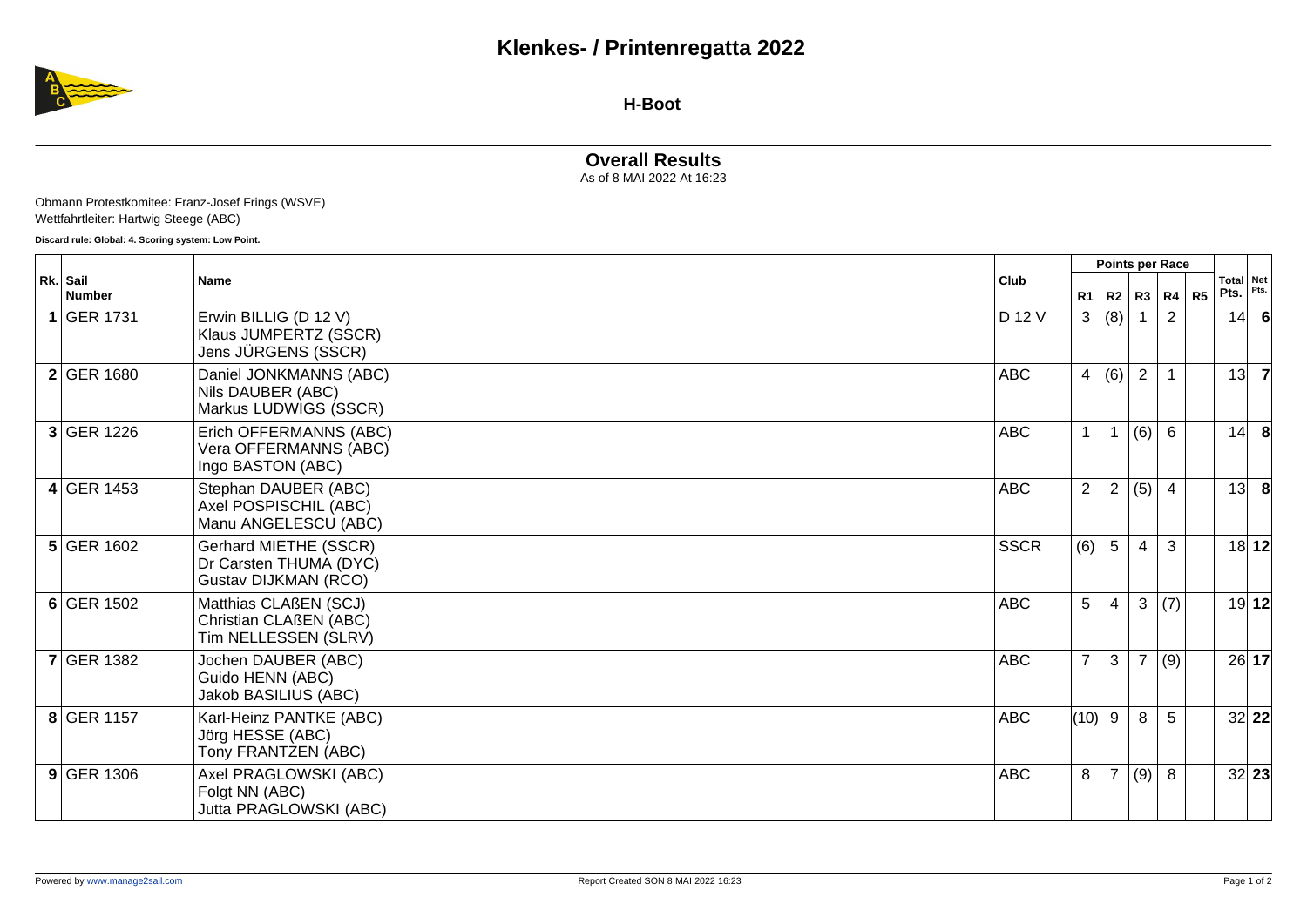# Klenkes- / Printenregatta 2022

## H-Boot

### Overall Results

As of 8 MAI 2022 At 16:23

Obmann Protestkomitee: Franz-Josef Frings (WSVE)
Wettfahrtleiter: Hartwig Steege (ABC)

**Discard rule: Global: 4. Scoring system: Low Point.**

| Rk. | Sail Number | Name | Club | Points per Race | | | | | Total Pts. | Net Pts. |
|---|---|---|---|---|---|---|---|---|---|---|
| | | | | R1 | R2 | R3 | R4 | R5 | | |
| **1** | GER 1731 | Erwin BILLIG (D 12 V)<br>Klaus JUMPERTZ (SSCR)<br>Jens JÜRGENS (SSCR) | D 12 V | 3 | (8) | 1 | 2 | | 14 | **6** |
| **2** | GER 1680 | Daniel JONKMANNS (ABC)<br>Nils DAUBER (ABC)<br>Markus LUDWIGS (SSCR) | ABC | 4 | (6) | 2 | 1 | | 13 | **7** |
| **3** | GER 1226 | Erich OFFERMANNS (ABC)<br>Vera OFFERMANNS (ABC)<br>Ingo BASTON (ABC) | ABC | 1 | 1 | (6) | 6 | | 14 | **8** |
| **4** | GER 1453 | Stephan DAUBER (ABC)<br>Axel POSPISCHIL (ABC)<br>Manu ANGELESCU (ABC) | ABC | 2 | 2 | (5) | 4 | | 13 | **8** |
| **5** | GER 1602 | Gerhard MIETHE (SSCR)<br>Dr Carsten THUMA (DYC)<br>Gustav DIJKMAN (RCO) | SSCR | (6) | 5 | 4 | 3 | | 18 | **12** |
| **6** | GER 1502 | Matthias CLAßEN (SCJ)<br>Christian CLAßEN (ABC)<br>Tim NELLESSEN (SLRV) | ABC | 5 | 4 | 3 | (7) | | 19 | **12** |
| **7** | GER 1382 | Jochen DAUBER (ABC)<br>Guido HENN (ABC)<br>Jakob BASILIUS (ABC) | ABC | 7 | 3 | 7 | (9) | | 26 | **17** |
| **8** | GER 1157 | Karl-Heinz PANTKE (ABC)<br>Jörg HESSE (ABC)<br>Tony FRANTZEN (ABC) | ABC | (10) | 9 | 8 | 5 | | 32 | **22** |
| **9** | GER 1306 | Axel PRAGLOWSKI (ABC)<br>Folgt NN (ABC)<br>Jutta PRAGLOWSKI (ABC) | ABC | 8 | 7 | (9) | 8 | | 32 | **23** |

Powered by www.manage2sail.com

Report Created SON 8 MAI 2022 16:23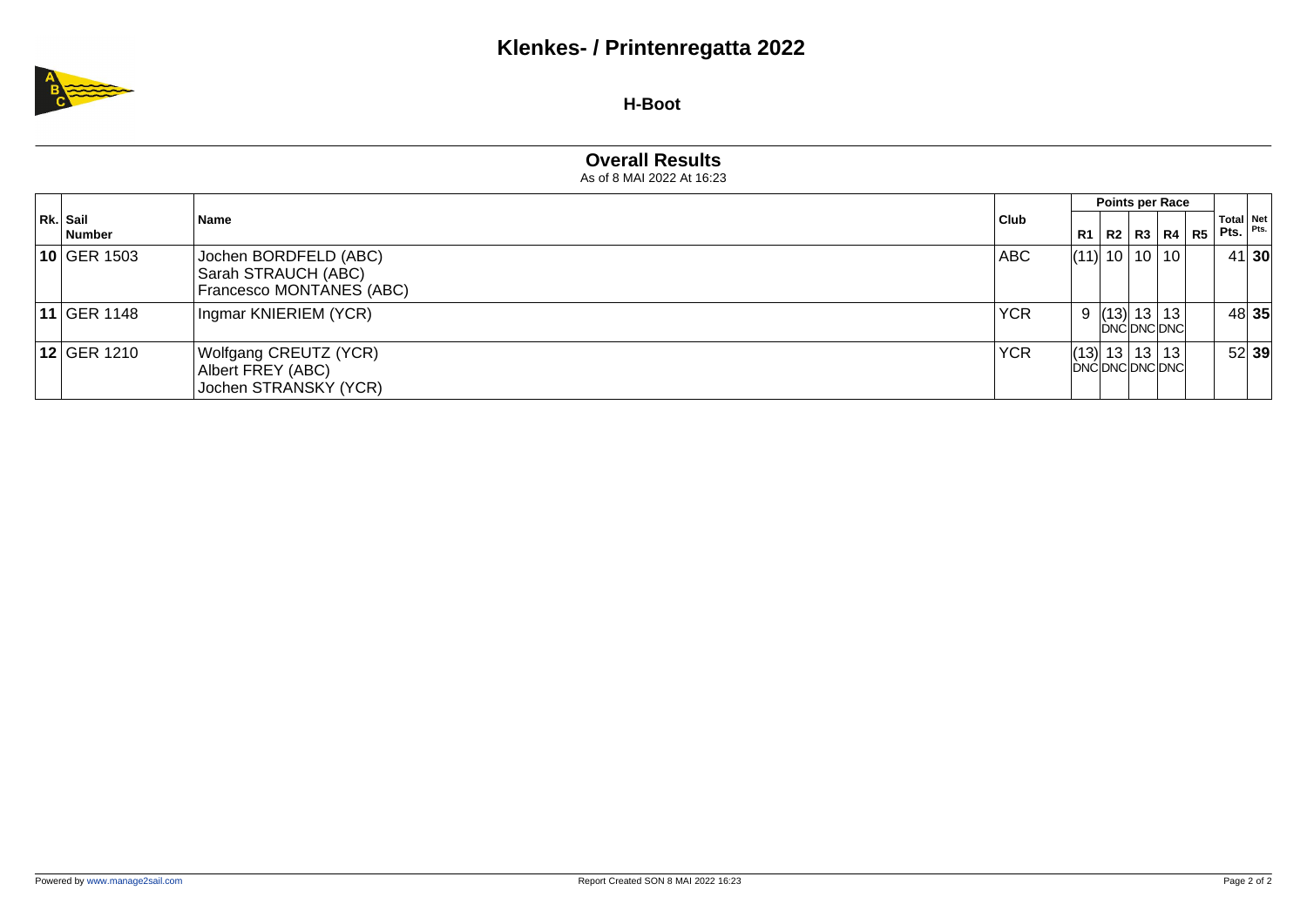# Klenkes- / Printenregatta 2022

## H-Boot

### Overall Results

As of 8 MAI 2022 At 16:23

| Rk. | Sail Number | Name | Club | Points per Race | | | | | Total Pts. | Net Pts. |
|---|---|---|---|---|---|---|---|---|---|---|
| | | | | R1 | R2 | R3 | R4 | R5 | | |
| **10** | GER 1503 | Jochen BORDFELD (ABC)<br>Sarah STRAUCH (ABC)<br>Francesco MONTANES (ABC) | ABC | (11) | 10 | 10 | 10 | | 41 | **30** |
| **11** | GER 1148 | Ingmar KNIERIEM (YCR) | YCR | 9 | (13) DNC | 13 DNC | 13 DNC | | 48 | **35** |
| **12** | GER 1210 | Wolfgang CREUTZ (YCR)<br>Albert FREY (ABC)<br>Jochen STRANSKY (YCR) | YCR | (13) DNC | 13 DNC | 13 DNC | 13 DNC | | 52 | **39** |

Powered by www.manage2sail.com

Report Created SON 8 MAI 2022 16:23